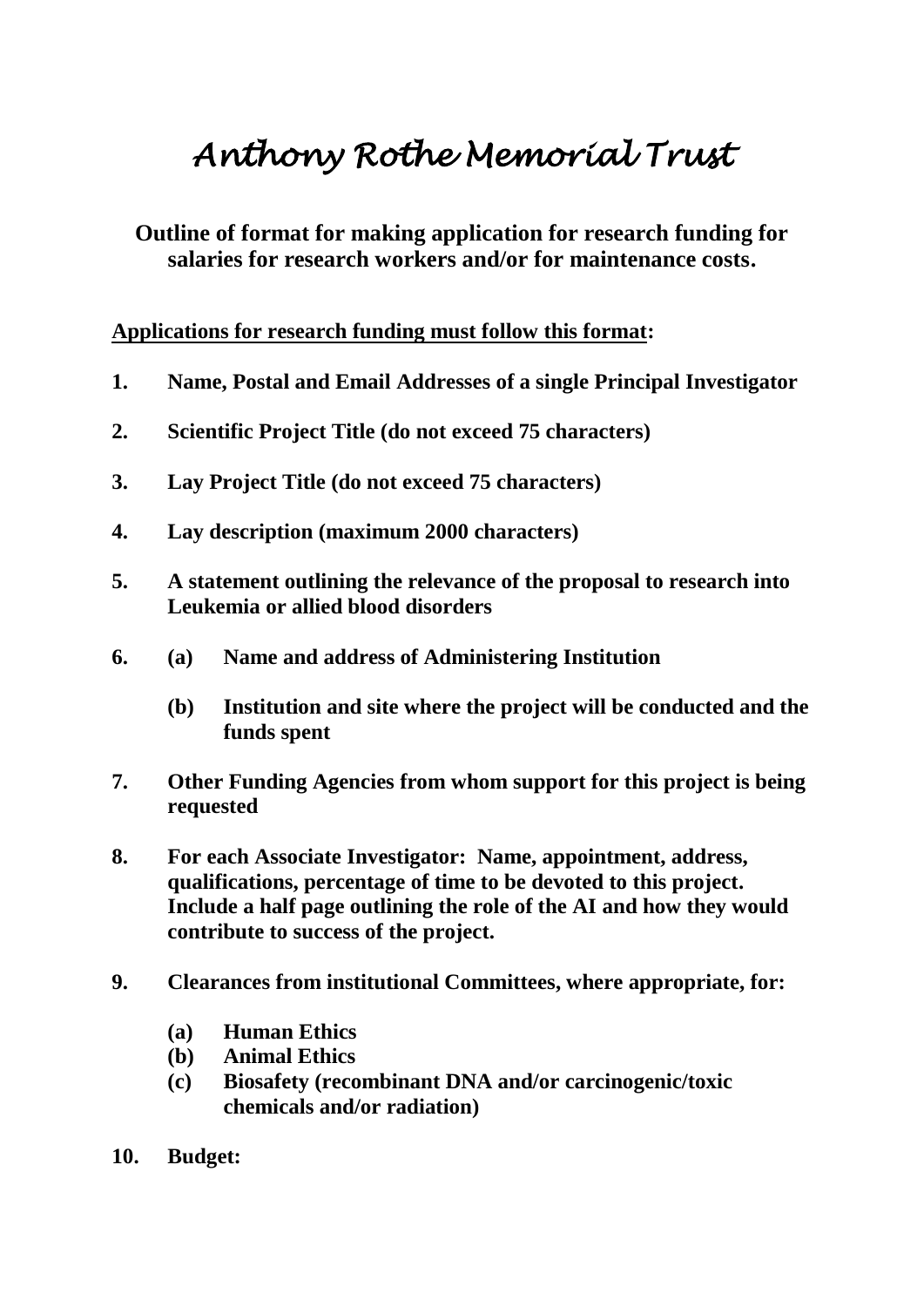# Anthony Rothe Memorial Trust

## Outline of format for making application for research funding for salaries for research workers and/or for maintenance costs.

**Applications for research funding must follow this format:**

1. **Name, Postal and Email Addresses of a single Principal Investigator**

2. **Scientific Project Title (do not exceed 75 characters)**

3. **Lay Project Title (do not exceed 75 characters)**

4. **Lay description (maximum 2000 characters)**

5. **A statement outlining the relevance of the proposal to research into Leukemia or allied blood disorders**

6. **(a) Name and address of Administering Institution**

   **(b) Institution and site where the project will be conducted and the funds spent**

7. **Other Funding Agencies from whom support for this project is being requested**

8. **For each Associate Investigator: Name, appointment, address, qualifications, percentage of time to be devoted to this project. Include a half page outlining the role of the AI and how they would contribute to success of the project.**

9. **Clearances from institutional Committees, where appropriate, for:**

   **(a) Human Ethics**
   **(b) Animal Ethics**
   **(c) Biosafety (recombinant DNA and/or carcinogenic/toxic chemicals and/or radiation)**

10. **Budget:**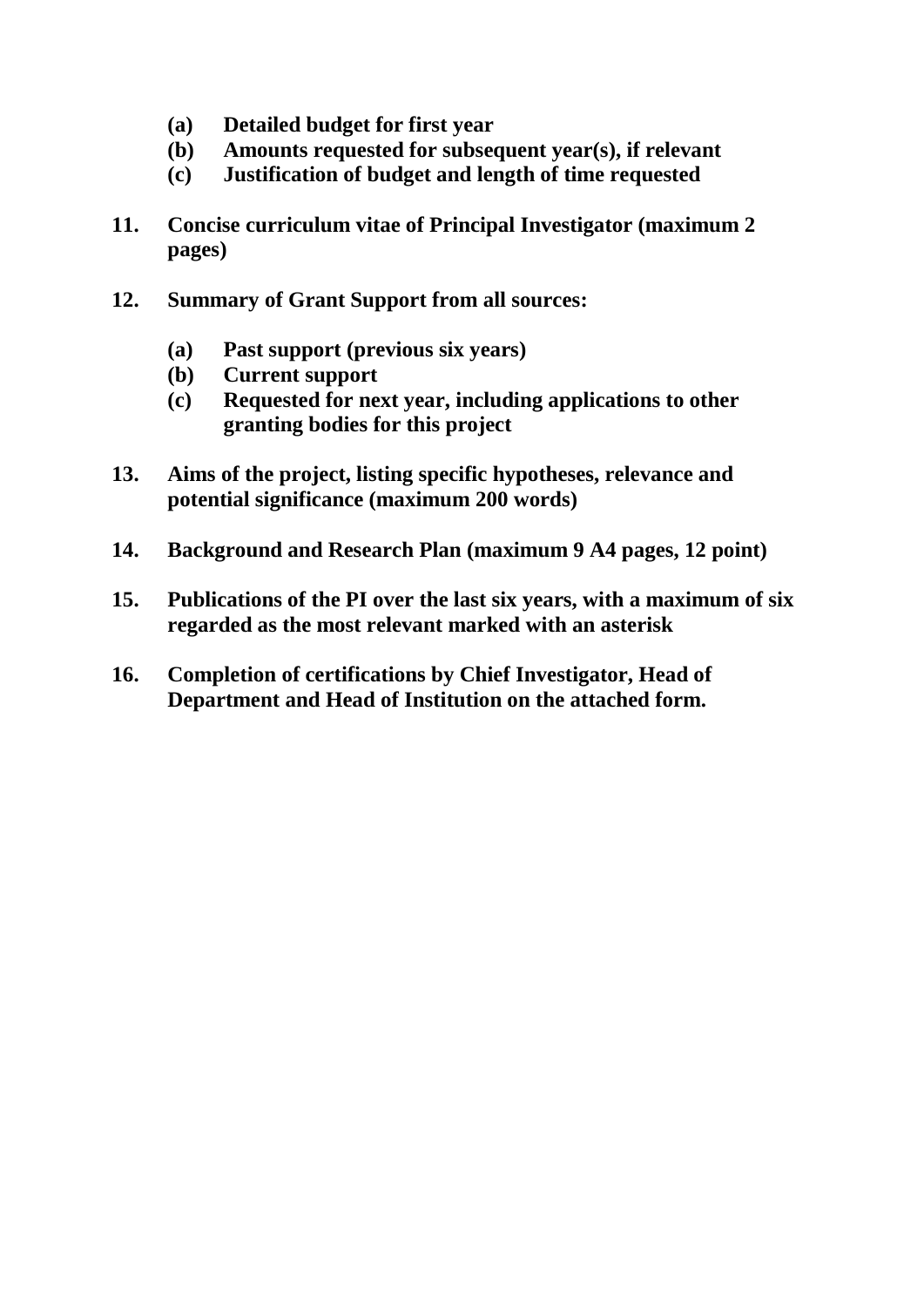**(a) Detailed budget for first year**
**(b) Amounts requested for subsequent year(s), if relevant**
**(c) Justification of budget and length of time requested**

**11. Concise curriculum vitae of Principal Investigator (maximum 2 pages)**

**12. Summary of Grant Support from all sources:**

**(a) Past support (previous six years)**
**(b) Current support**
**(c) Requested for next year, including applications to other granting bodies for this project**

**13. Aims of the project, listing specific hypotheses, relevance and potential significance (maximum 200 words)**

**14. Background and Research Plan (maximum 9 A4 pages, 12 point)**

**15. Publications of the PI over the last six years, with a maximum of six regarded as the most relevant marked with an asterisk**

**16. Completion of certifications by Chief Investigator, Head of Department and Head of Institution on the attached form.**